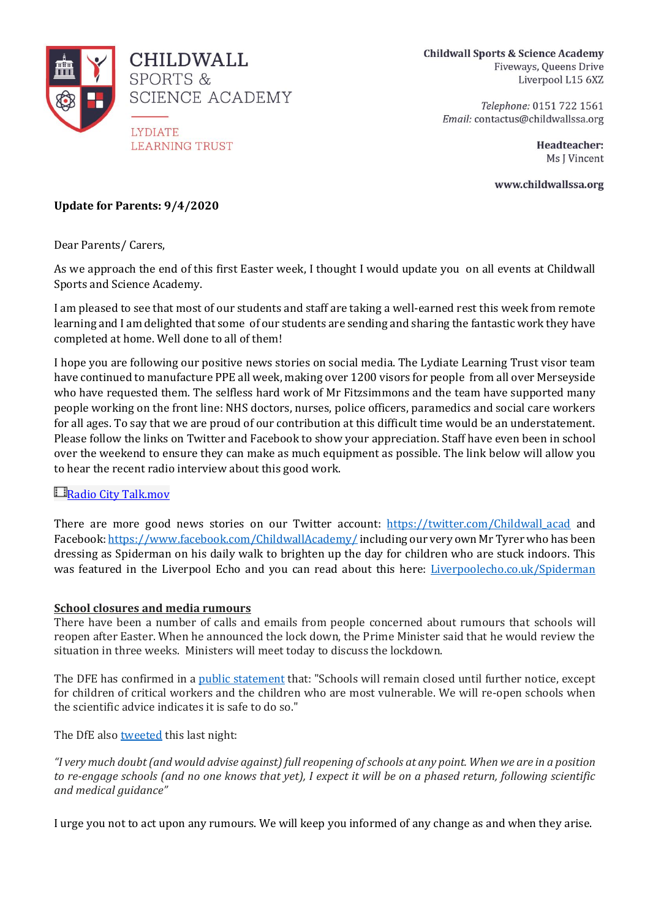**CHILDWALL SPORTS & SCIENCE ACADEMY**

LYDIATE LEARNING TRUST

**Childwall Sports & Science Academy**
Fiveways, Queens Drive
Liverpool L15 6XZ

*Telephone:* 0151 722 1561
*Email:* contactus@childwallssa.org

**Headteacher:**
Ms J Vincent

**www.childwallssa.org**

**Update for Parents: 9/4/2020**

Dear Parents/ Carers,

As we approach the end of this first Easter week, I thought I would update you on all events at Childwall Sports and Science Academy.

I am pleased to see that most of our students and staff are taking a well-earned rest this week from remote learning and I am delighted that some of our students are sending and sharing the fantastic work they have completed at home. Well done to all of them!

I hope you are following our positive news stories on social media. The Lydiate Learning Trust visor team have continued to manufacture PPE all week, making over 1200 visors for people from all over Merseyside who have requested them. The selfless hard work of Mr Fitzsimmons and the team have supported many people working on the front line: NHS doctors, nurses, police officers, paramedics and social care workers for all ages. To say that we are proud of our contribution at this difficult time would be an understatement. Please follow the links on Twitter and Facebook to show your appreciation. Staff have even been in school over the weekend to ensure they can make as much equipment as possible. The link below will allow you to hear the recent radio interview about this good work.

Radio City Talk.mov

There are more good news stories on our Twitter account: https://twitter.com/Childwall_acad and Facebook: https://www.facebook.com/ChildwallAcademy/ including our very own Mr Tyrer who has been dressing as Spiderman on his daily walk to brighten up the day for children who are stuck indoors. This was featured in the Liverpool Echo and you can read about this here: Liverpoolecho.co.uk/Spiderman

**School closures and media rumours**

There have been a number of calls and emails from people concerned about rumours that schools will reopen after Easter. When he announced the lock down, the Prime Minister said that he would review the situation in three weeks. Ministers will meet today to discuss the lockdown.

The DFE has confirmed in a public statement that: "Schools will remain closed until further notice, except for children of critical workers and the children who are most vulnerable. We will re-open schools when the scientific advice indicates it is safe to do so."

The DfE also tweeted this last night:

*"I very much doubt (and would advise against) full reopening of schools at any point. When we are in a position to re-engage schools (and no one knows that yet), I expect it will be on a phased return, following scientific and medical guidance"*

I urge you not to act upon any rumours. We will keep you informed of any change as and when they arise.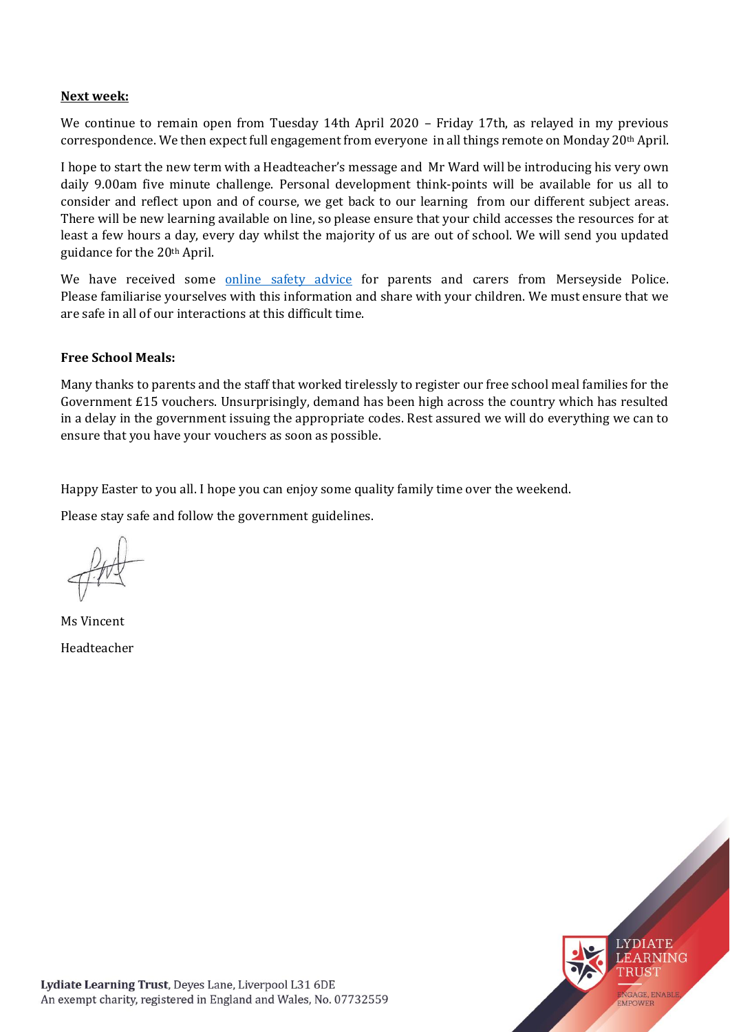**Next week:**

We continue to remain open from Tuesday 14th April 2020 – Friday 17th, as relayed in my previous correspondence. We then expect full engagement from everyone in all things remote on Monday 20th April.

I hope to start the new term with a Headteacher's message and Mr Ward will be introducing his very own daily 9.00am five minute challenge. Personal development think-points will be available for us all to consider and reflect upon and of course, we get back to our learning from our different subject areas. There will be new learning available on line, so please ensure that your child accesses the resources for at least a few hours a day, every day whilst the majority of us are out of school. We will send you updated guidance for the 20th April.

We have received some online safety advice for parents and carers from Merseyside Police. Please familiarise yourselves with this information and share with your children. We must ensure that we are safe in all of our interactions at this difficult time.

**Free School Meals:**

Many thanks to parents and the staff that worked tirelessly to register our free school meal families for the Government £15 vouchers. Unsurprisingly, demand has been high across the country which has resulted in a delay in the government issuing the appropriate codes. Rest assured we will do everything we can to ensure that you have your vouchers as soon as possible.

Happy Easter to you all. I hope you can enjoy some quality family time over the weekend.

Please stay safe and follow the government guidelines.

Ms Vincent

Headteacher

**Lydiate Learning Trust**, Deyes Lane, Liverpool L31 6DE
An exempt charity, registered in England and Wales, No. 07732559

LYDIATE LEARNING TRUST
ENGAGE, ENABLE, EMPOWER